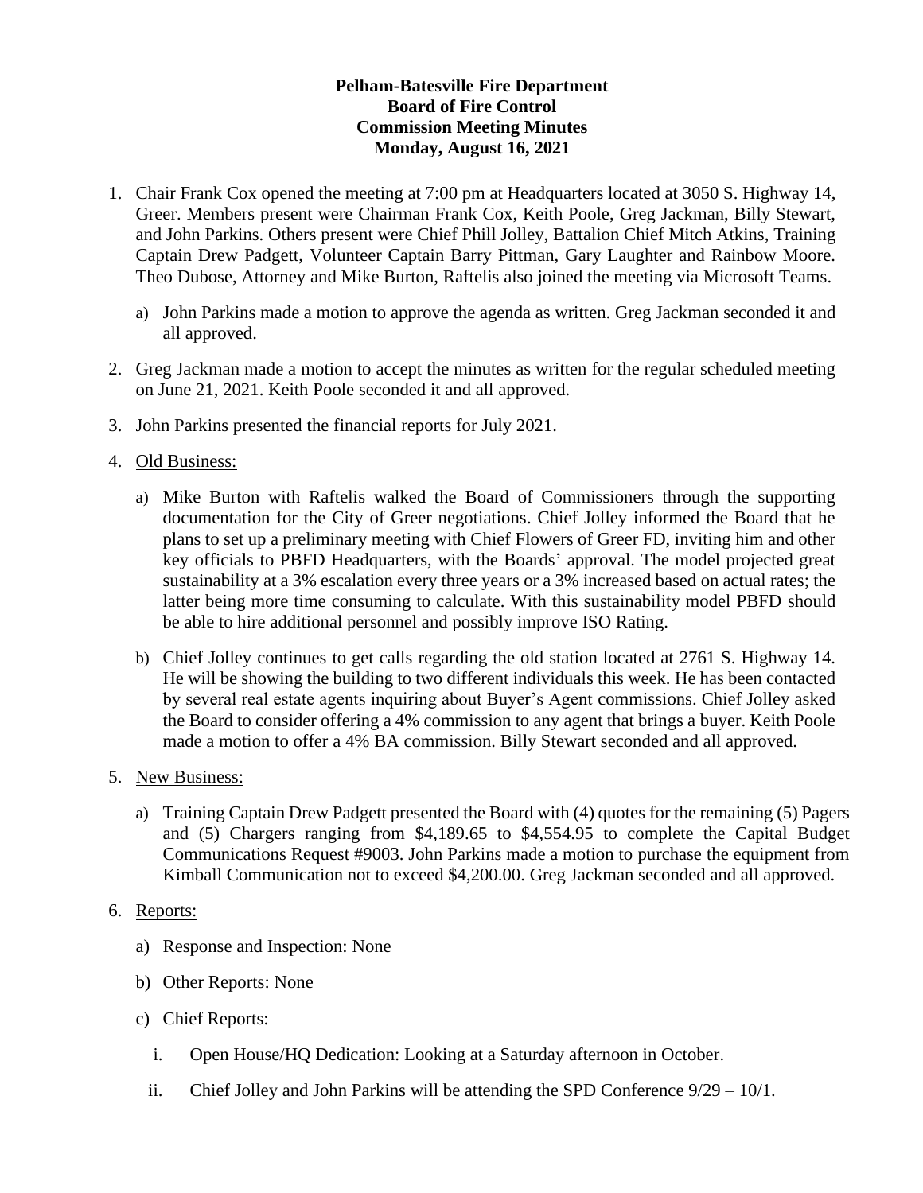**Pelham-Batesville Fire Department**
**Board of Fire Control**
**Commission Meeting Minutes**
**Monday, August 16, 2021**

1. Chair Frank Cox opened the meeting at 7:00 pm at Headquarters located at 3050 S. Highway 14, Greer. Members present were Chairman Frank Cox, Keith Poole, Greg Jackman, Billy Stewart, and John Parkins. Others present were Chief Phill Jolley, Battalion Chief Mitch Atkins, Training Captain Drew Padgett, Volunteer Captain Barry Pittman, Gary Laughter and Rainbow Moore. Theo Dubose, Attorney and Mike Burton, Raftelis also joined the meeting via Microsoft Teams.

   a) John Parkins made a motion to approve the agenda as written. Greg Jackman seconded it and all approved.

2. Greg Jackman made a motion to accept the minutes as written for the regular scheduled meeting on June 21, 2021. Keith Poole seconded it and all approved.

3. John Parkins presented the financial reports for July 2021.

4. Old Business:

   a) Mike Burton with Raftelis walked the Board of Commissioners through the supporting documentation for the City of Greer negotiations. Chief Jolley informed the Board that he plans to set up a preliminary meeting with Chief Flowers of Greer FD, inviting him and other key officials to PBFD Headquarters, with the Boards' approval. The model projected great sustainability at a 3% escalation every three years or a 3% increased based on actual rates; the latter being more time consuming to calculate. With this sustainability model PBFD should be able to hire additional personnel and possibly improve ISO Rating.

   b) Chief Jolley continues to get calls regarding the old station located at 2761 S. Highway 14. He will be showing the building to two different individuals this week. He has been contacted by several real estate agents inquiring about Buyer's Agent commissions. Chief Jolley asked the Board to consider offering a 4% commission to any agent that brings a buyer. Keith Poole made a motion to offer a 4% BA commission. Billy Stewart seconded and all approved.

5. New Business:

   a) Training Captain Drew Padgett presented the Board with (4) quotes for the remaining (5) Pagers and (5) Chargers ranging from $4,189.65 to $4,554.95 to complete the Capital Budget Communications Request #9003. John Parkins made a motion to purchase the equipment from Kimball Communication not to exceed $4,200.00. Greg Jackman seconded and all approved.

6. Reports:

   a) Response and Inspection: None

   b) Other Reports: None

   c) Chief Reports:

      i. Open House/HQ Dedication: Looking at a Saturday afternoon in October.

      ii. Chief Jolley and John Parkins will be attending the SPD Conference 9/29 – 10/1.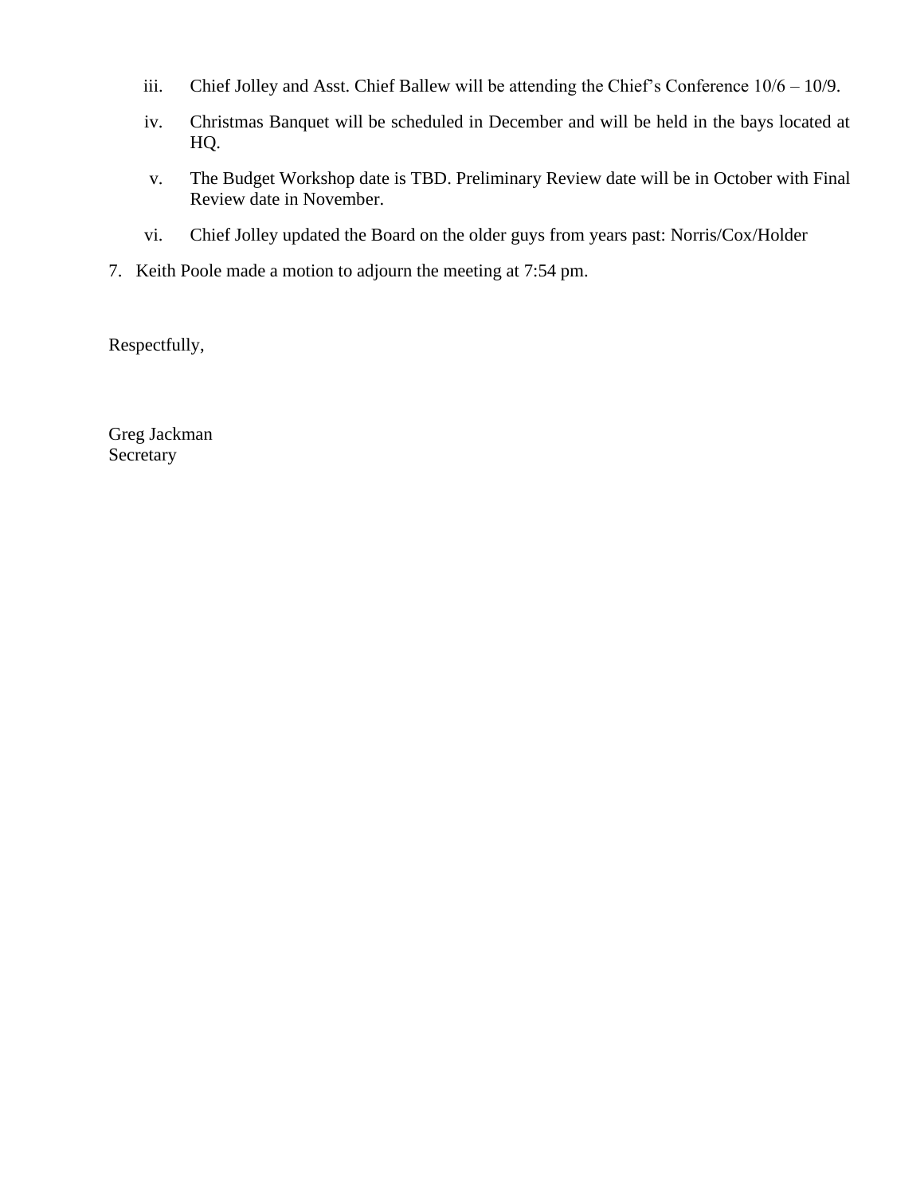iii. Chief Jolley and Asst. Chief Ballew will be attending the Chief's Conference 10/6 – 10/9.

iv. Christmas Banquet will be scheduled in December and will be held in the bays located at HQ.

v. The Budget Workshop date is TBD. Preliminary Review date will be in October with Final Review date in November.

vi. Chief Jolley updated the Board on the older guys from years past: Norris/Cox/Holder

7. Keith Poole made a motion to adjourn the meeting at 7:54 pm.

Respectfully,

Greg Jackman
Secretary